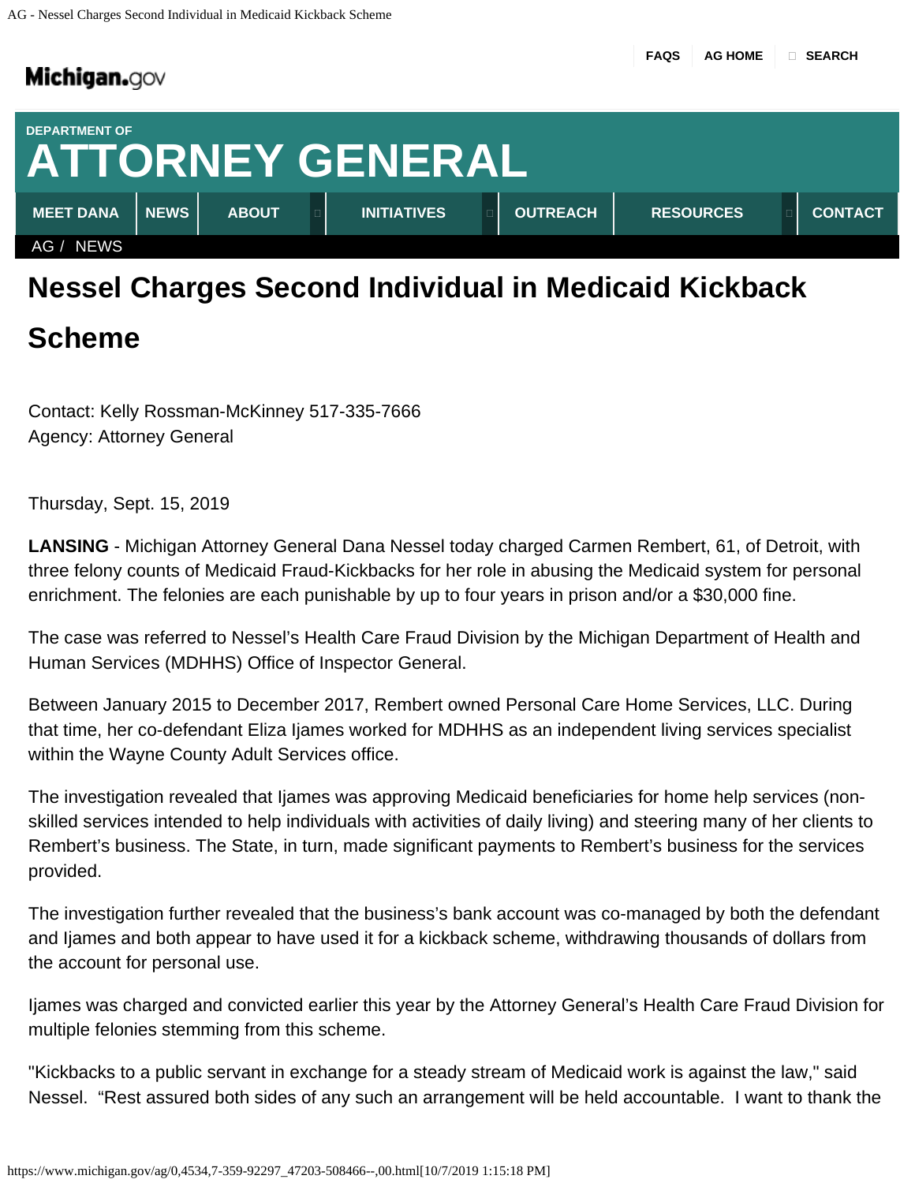# Nessel Charges Second Individual in Medicaid Kickback Scheme

Contact: Kelly Rossman-McKinney 517-335-7666
Agency: Attorney General

Thursday, Sept. 15, 2019

**LANSING** - Michigan Attorney General Dana Nessel today charged Carmen Rembert, 61, of Detroit, with three felony counts of Medicaid Fraud-Kickbacks for her role in abusing the Medicaid system for personal enrichment. The felonies are each punishable by up to four years in prison and/or a $30,000 fine.

The case was referred to Nessel's Health Care Fraud Division by the Michigan Department of Health and Human Services (MDHHS) Office of Inspector General.

Between January 2015 to December 2017, Rembert owned Personal Care Home Services, LLC. During that time, her co-defendant Eliza Ijames worked for MDHHS as an independent living services specialist within the Wayne County Adult Services office.

The investigation revealed that Ijames was approving Medicaid beneficiaries for home help services (non-skilled services intended to help individuals with activities of daily living) and steering many of her clients to Rembert's business. The State, in turn, made significant payments to Rembert's business for the services provided.

The investigation further revealed that the business's bank account was co-managed by both the defendant and Ijames and both appear to have used it for a kickback scheme, withdrawing thousands of dollars from the account for personal use.

Ijames was charged and convicted earlier this year by the Attorney General's Health Care Fraud Division for multiple felonies stemming from this scheme.

"Kickbacks to a public servant in exchange for a steady stream of Medicaid work is against the law," said Nessel. "Rest assured both sides of any such an arrangement will be held accountable. I want to thank the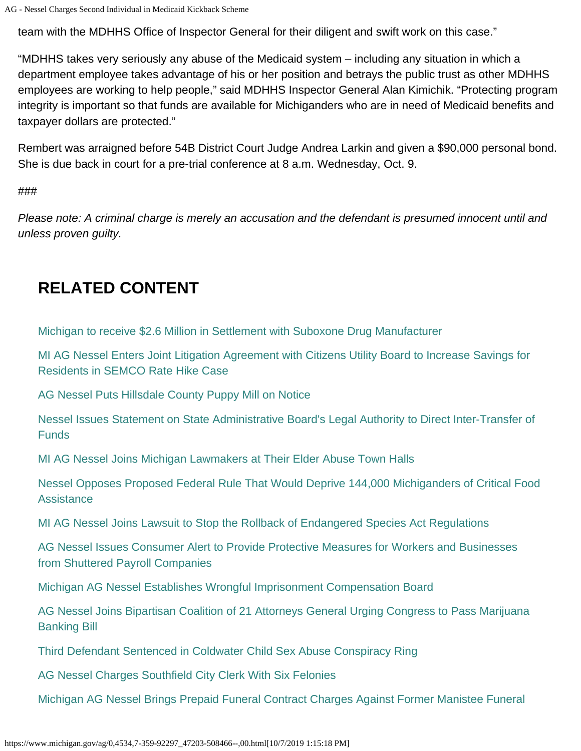team with the MDHHS Office of Inspector General for their diligent and swift work on this case."

"MDHHS takes very seriously any abuse of the Medicaid system – including any situation in which a department employee takes advantage of his or her position and betrays the public trust as other MDHHS employees are working to help people," said MDHHS Inspector General Alan Kimichik. "Protecting program integrity is important so that funds are available for Michiganders who are in need of Medicaid benefits and taxpayer dollars are protected."

Rembert was arraigned before 54B District Court Judge Andrea Larkin and given a $90,000 personal bond. She is due back in court for a pre-trial conference at 8 a.m. Wednesday, Oct. 9.

###

*Please note: A criminal charge is merely an accusation and the defendant is presumed innocent until and unless proven guilty.*

## RELATED CONTENT

Michigan to receive $2.6 Million in Settlement with Suboxone Drug Manufacturer

MI AG Nessel Enters Joint Litigation Agreement with Citizens Utility Board to Increase Savings for Residents in SEMCO Rate Hike Case

AG Nessel Puts Hillsdale County Puppy Mill on Notice

Nessel Issues Statement on State Administrative Board's Legal Authority to Direct Inter-Transfer of Funds

MI AG Nessel Joins Michigan Lawmakers at Their Elder Abuse Town Halls

Nessel Opposes Proposed Federal Rule That Would Deprive 144,000 Michiganders of Critical Food Assistance

MI AG Nessel Joins Lawsuit to Stop the Rollback of Endangered Species Act Regulations

AG Nessel Issues Consumer Alert to Provide Protective Measures for Workers and Businesses from Shuttered Payroll Companies

Michigan AG Nessel Establishes Wrongful Imprisonment Compensation Board

AG Nessel Joins Bipartisan Coalition of 21 Attorneys General Urging Congress to Pass Marijuana Banking Bill

Third Defendant Sentenced in Coldwater Child Sex Abuse Conspiracy Ring

AG Nessel Charges Southfield City Clerk With Six Felonies

Michigan AG Nessel Brings Prepaid Funeral Contract Charges Against Former Manistee Funeral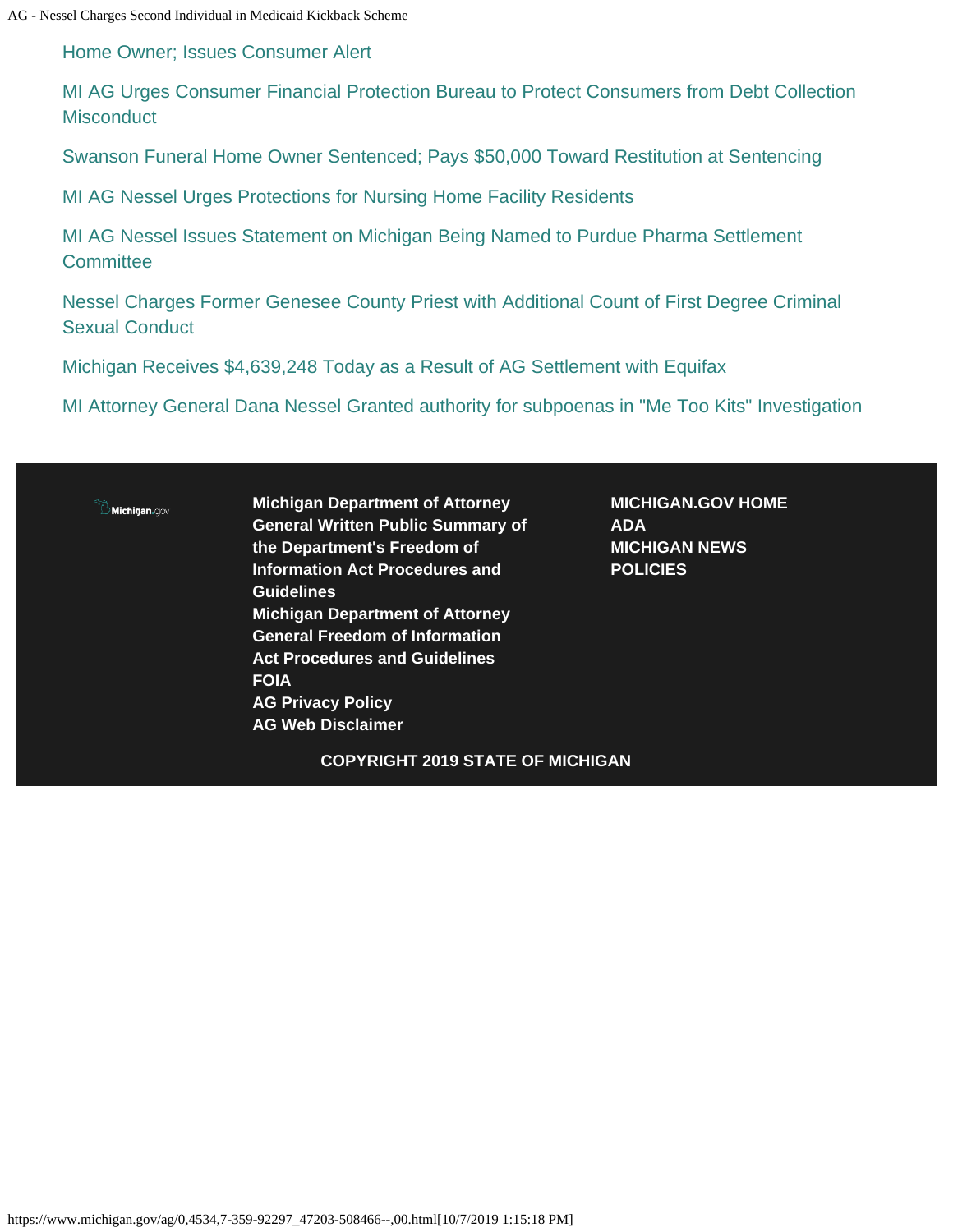Home Owner; Issues Consumer Alert

MI AG Urges Consumer Financial Protection Bureau to Protect Consumers from Debt Collection Misconduct

Swanson Funeral Home Owner Sentenced; Pays $50,000 Toward Restitution at Sentencing

MI AG Nessel Urges Protections for Nursing Home Facility Residents

MI AG Nessel Issues Statement on Michigan Being Named to Purdue Pharma Settlement Committee

Nessel Charges Former Genesee County Priest with Additional Count of First Degree Criminal Sexual Conduct

Michigan Receives $4,639,248 Today as a Result of AG Settlement with Equifax

MI Attorney General Dana Nessel Granted authority for subpoenas in "Me Too Kits" Investigation

Michigan.gov

**Michigan Department of Attorney General Written Public Summary of the Department's Freedom of Information Act Procedures and Guidelines**
**Michigan Department of Attorney General Freedom of Information Act Procedures and Guidelines**
**FOIA**
**AG Privacy Policy**
**AG Web Disclaimer**

**MICHIGAN.GOV HOME**
**ADA**
**MICHIGAN NEWS**
**POLICIES**

**COPYRIGHT 2019 STATE OF MICHIGAN**